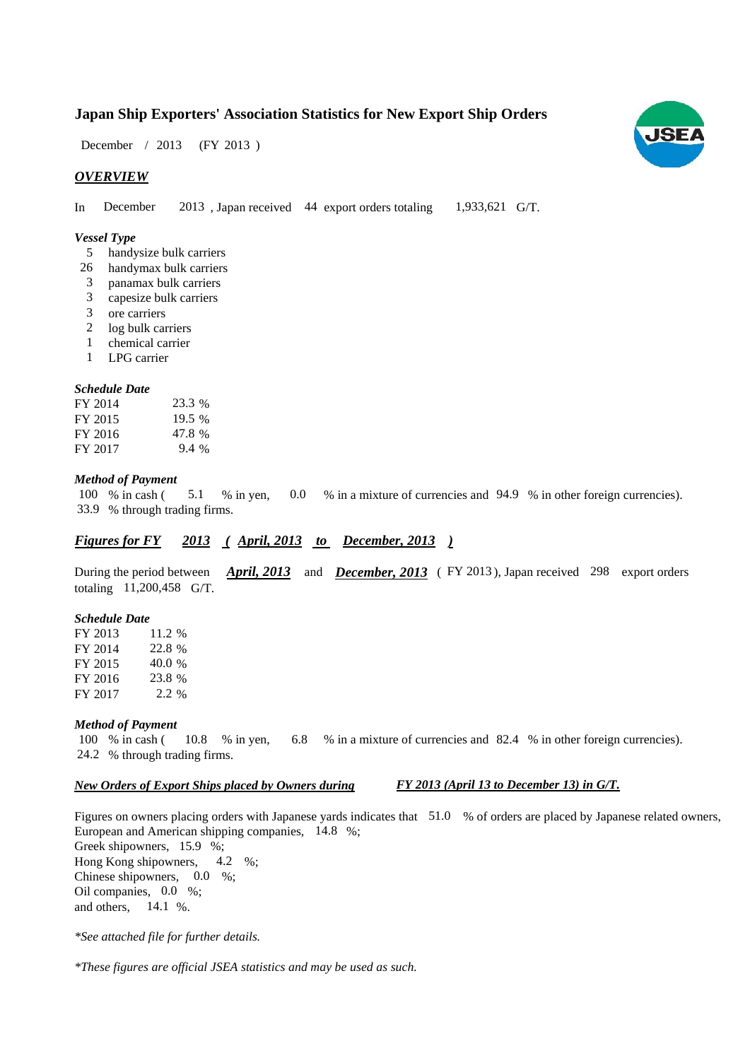## Japan Ship Exporters' Association Statistics for New Export Ship Orders

December / 2013 (FY 2013 )

### *OVERVIEW*

In December 2013 , Japan received 44 export orders totaling 1,933,621 G/T.

#### *Vessel Type*

- 5 handysize bulk carriers
- 26 handymax bulk carriers
- 3 panamax bulk carriers
- 3 capesize bulk carriers
- 3 ore carriers
- 2 log bulk carriers
- 1 chemical carrier
- 1 LPG carrier

#### *Schedule Date*

| | |
|---|---|
| FY 2014 | 23.3 % |
| FY 2015 | 19.5 % |
| FY 2016 | 47.8 % |
| FY 2017 | 9.4 % |

#### *Method of Payment*

100 % in cash ( 5.1 % in yen, 0.0 % in a mixture of currencies and 94.9 % in other foreign currencies).
33.9 % through trading firms.

### ***Figures for FY 2013 ( April, 2013 to December, 2013 )***

During the period between ***April, 2013*** and ***December, 2013*** ( FY 2013 ), Japan received 298 export orders totaling 11,200,458 G/T.

#### *Schedule Date*

| | |
|---|---|
| FY 2013 | 11.2 % |
| FY 2014 | 22.8 % |
| FY 2015 | 40.0 % |
| FY 2016 | 23.8 % |
| FY 2017 | 2.2 % |

#### *Method of Payment*

100 % in cash ( 10.8 % in yen, 6.8 % in a mixture of currencies and 82.4 % in other foreign currencies).
24.2 % through trading firms.

#### ***New Orders of Export Ships placed by Owners during FY 2013 (April 13 to December 13) in G/T.***

Figures on owners placing orders with Japanese yards indicates that 51.0 % of orders are placed by Japanese related owners,
European and American shipping companies, 14.8 %;
Greek shipowners, 15.9 %;
Hong Kong shipowners, 4.2 %;
Chinese shipowners, 0.0 %;
Oil companies, 0.0 %;
and others, 14.1 %.

*\*See attached file for further details.*

*\*These figures are official JSEA statistics and may be used as such.*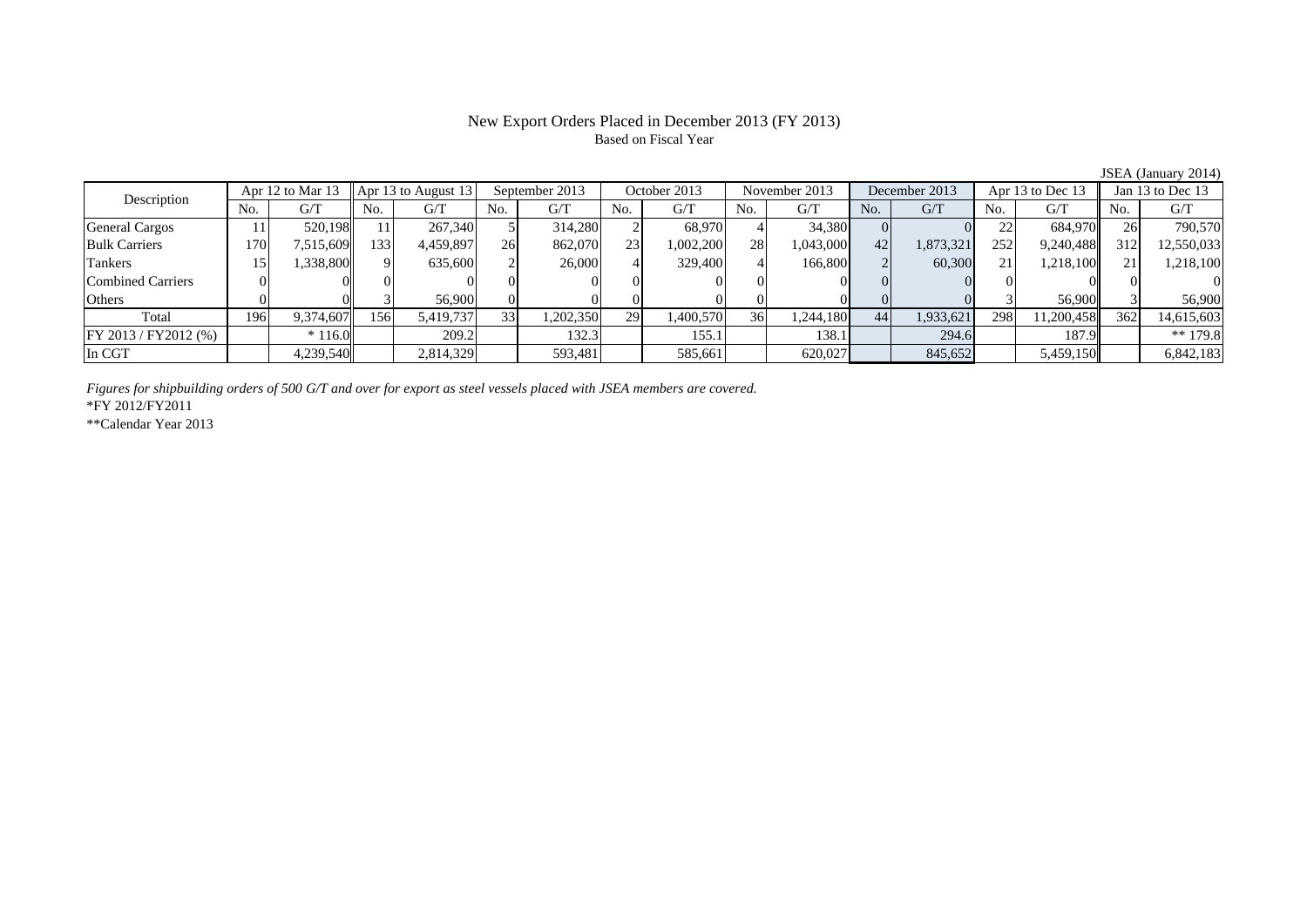# New Export Orders Placed in December 2013 (FY 2013)

Based on Fiscal Year

JSEA (January 2014)

| Description | Apr 12 to Mar 13 | | Apr 13 to August 13 | | September 2013 | | October 2013 | | November 2013 | | December 2013 | | Apr 13 to Dec 13 | | Jan 13 to Dec 13 | |
|---|---|---|---|---|---|---|---|---|---|---|---|---|---|---|---|---|
| | No. | G/T | No. | G/T | No. | G/T | No. | G/T | No. | G/T | No. | G/T | No. | G/T | No. | G/T |
| General Cargos | 11 | 520,198 | 11 | 267,340 | 5 | 314,280 | 2 | 68,970 | 4 | 34,380 | 0 | 0 | 22 | 684,970 | 26 | 790,570 |
| Bulk Carriers | 170 | 7,515,609 | 133 | 4,459,897 | 26 | 862,070 | 23 | 1,002,200 | 28 | 1,043,000 | 42 | 1,873,321 | 252 | 9,240,488 | 312 | 12,550,033 |
| Tankers | 15 | 1,338,800 | 9 | 635,600 | 2 | 26,000 | 4 | 329,400 | 4 | 166,800 | 2 | 60,300 | 21 | 1,218,100 | 21 | 1,218,100 |
| Combined Carriers | 0 | 0 | 0 | 0 | 0 | 0 | 0 | 0 | 0 | 0 | 0 | 0 | 0 | 0 | 0 | 0 |
| Others | 0 | 0 | 3 | 56,900 | 0 | 0 | 0 | 0 | 0 | 0 | 0 | 0 | 3 | 56,900 | 3 | 56,900 |
| Total | 196 | 9,374,607 | 156 | 5,419,737 | 33 | 1,202,350 | 29 | 1,400,570 | 36 | 1,244,180 | 44 | 1,933,621 | 298 | 11,200,458 | 362 | 14,615,603 |
| FY 2013 / FY2012 (%) | | * 116.0 | | 209.2 | | 132.3 | | 155.1 | | 138.1 | | 294.6 | | 187.9 | | ** 179.8 |
| In CGT | | 4,239,540 | | 2,814,329 | | 593,481 | | 585,661 | | 620,027 | | 845,652 | | 5,459,150 | | 6,842,183 |

*Figures for shipbuilding orders of 500 G/T and over for export as steel vessels placed with JSEA members are covered.*

*FY 2012/FY2011

**Calendar Year 2013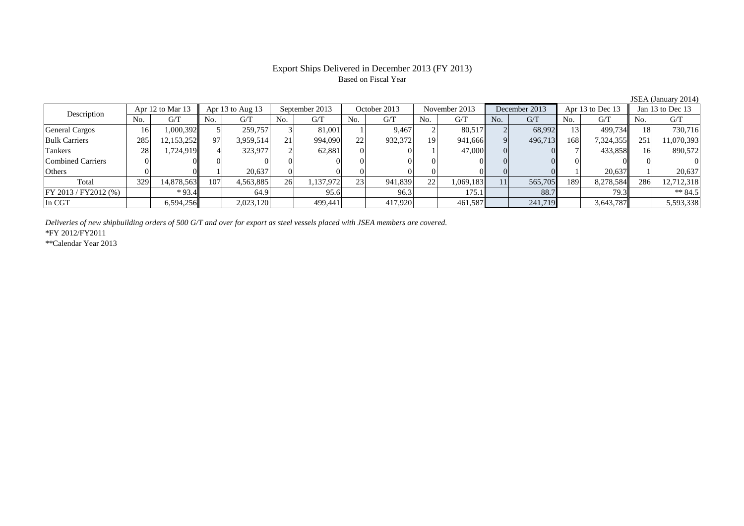# Export Ships Delivered in December 2013 (FY 2013)

Based on Fiscal Year

JSEA (January 2014)

| Description | Apr 12 to Mar 13 | | Apr 13 to Aug 13 | | September 2013 | | October 2013 | | November 2013 | | December 2013 | | Apr 13 to Dec 13 | | Jan 13 to Dec 13 | |
|---|---|---|---|---|---|---|---|---|---|---|---|---|---|---|---|---|
| | No. | G/T | No. | G/T | No. | G/T | No. | G/T | No. | G/T | No. | G/T | No. | G/T | No. | G/T |
| General Cargos | 16 | 1,000,392 | 5 | 259,757 | 3 | 81,001 | 1 | 9,467 | 2 | 80,517 | 2 | 68,992 | 13 | 499,734 | 18 | 730,716 |
| Bulk Carriers | 285 | 12,153,252 | 97 | 3,959,514 | 21 | 994,090 | 22 | 932,372 | 19 | 941,666 | 9 | 496,713 | 168 | 7,324,355 | 251 | 11,070,393 |
| Tankers | 28 | 1,724,919 | 4 | 323,977 | 2 | 62,881 | 0 | 0 | 1 | 47,000 | 0 | 0 | 7 | 433,858 | 16 | 890,572 |
| Combined Carriers | 0 | 0 | 0 | 0 | 0 | 0 | 0 | 0 | 0 | 0 | 0 | 0 | 0 | 0 | 0 | 0 |
| Others | 0 | 0 | 1 | 20,637 | 0 | 0 | 0 | 0 | 0 | 0 | 0 | 0 | 1 | 20,637 | 1 | 20,637 |
| Total | 329 | 14,878,563 | 107 | 4,563,885 | 26 | 1,137,972 | 23 | 941,839 | 22 | 1,069,183 | 11 | 565,705 | 189 | 8,278,584 | 286 | 12,712,318 |
| FY 2013 / FY2012 (%) | | * 93.4 | | 64.9 | | 95.6 | | 96.3 | | 175.1 | | 88.7 | | 79.3 | | ** 84.5 |
| In CGT | | 6,594,256 | | 2,023,120 | | 499,441 | | 417,920 | | 461,587 | | 241,719 | | 3,643,787 | | 5,593,338 |

*Deliveries of new shipbuilding orders of 500 G/T and over for export as steel vessels placed with JSEA members are covered.*

*FY 2012/FY2011

**Calendar Year 2013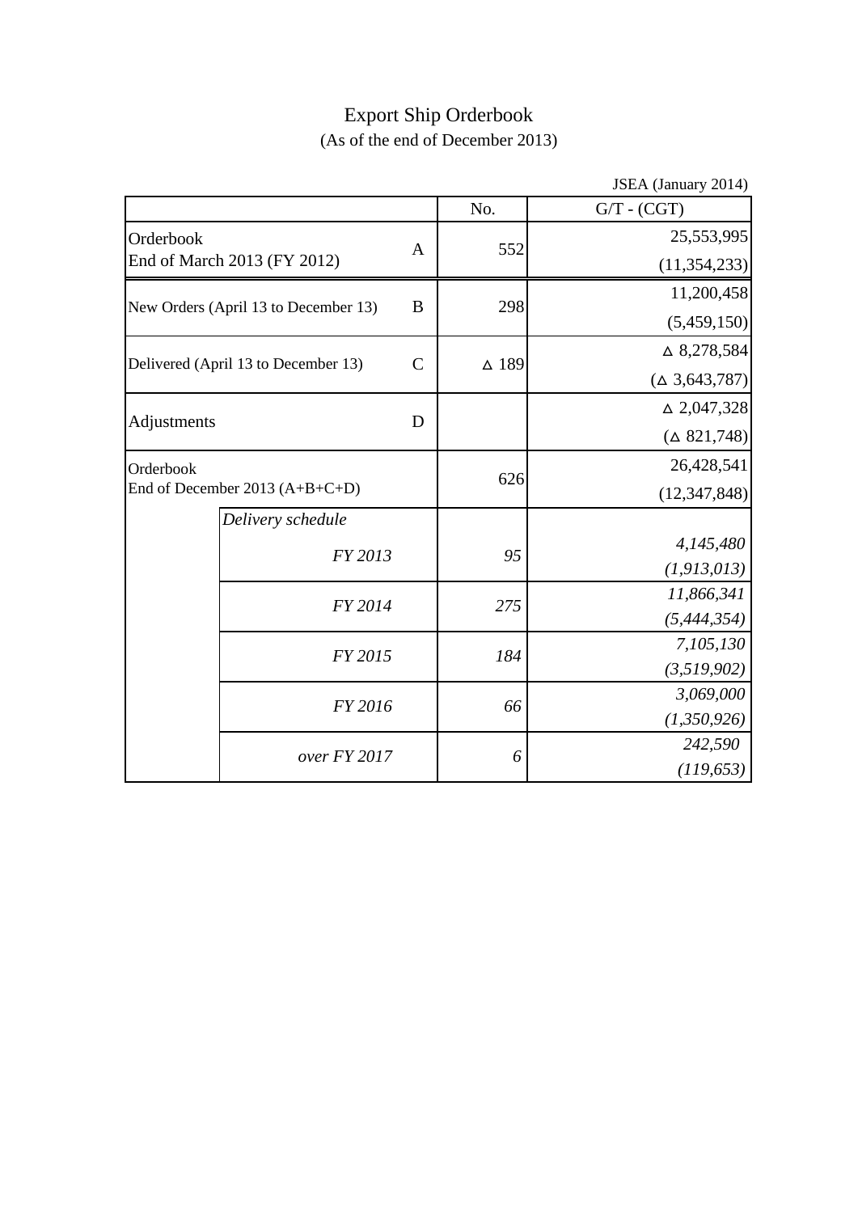# Export Ship Orderbook

(As of the end of December 2013)

JSEA (January 2014)

| | | | No. | G/T - (CGT) |
|---|---|---|---|---|
| Orderbook<br>End of March 2013 (FY 2012) | | A | 552 | 25,553,995<br>(11,354,233) |
| New Orders (April 13 to December 13) | | B | 298 | 11,200,458<br>(5,459,150) |
| Delivered (April 13 to December 13) | | C | △ 189 | △ 8,278,584<br>(△ 3,643,787) |
| Adjustments | | D | | △ 2,047,328<br>(△ 821,748) |
| Orderbook<br>End of December 2013 (A+B+C+D) | | | 626 | 26,428,541<br>(12,347,848) |
| | *Delivery schedule* | | | |
| | *FY 2013* | | *95* | *4,145,480*<br>*(1,913,013)* |
| | *FY 2014* | | *275* | *11,866,341*<br>*(5,444,354)* |
| | *FY 2015* | | *184* | *7,105,130*<br>*(3,519,902)* |
| | *FY 2016* | | *66* | *3,069,000*<br>*(1,350,926)* |
| | *over FY 2017* | | *6* | *242,590*<br>*(119,653)* |